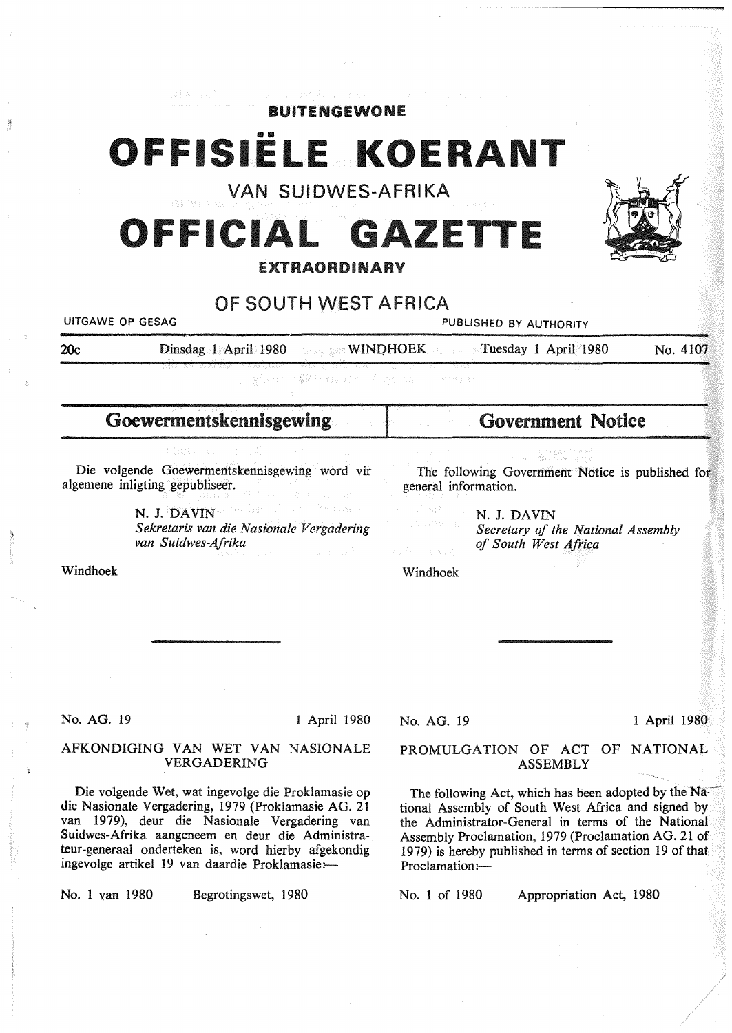**BUITENGEWONE**

# OFFISIËLE KOERANT

## VAN SUIDWES-AFRIKA

# OFFICIAL GAZETTE

**EXTRAORDINARY**

## OF SOUTH WEST AFRICA

UITGAWE OP GESAG | PUBLISHED BY AUTHORITY

20c | Dinsdag 1 April 1980 | WINDHOEK | Tuesday 1 April 1980 | No. 4107

## Goewermentskennisgewing

Die volgende Goewermentskennisgewing word vir algemene inligting gepubliseer.

N. J. DAVIN
*Sekretaris van die Nasionale Vergadering van Suidwes-Afrika*

Windhoek

No. AG. 19 | 1 April 1980

### AFKONDIGING VAN WET VAN NASIONALE VERGADERING

Die volgende Wet, wat ingevolge die Proklamasie op die Nasionale Vergadering, 1979 (Proklamasie AG. 21 van 1979), deur die Nasionale Vergadering van Suidwes-Afrika aangeneem en deur die Administrateur-generaal onderteken is, word hierby afgekondig ingevolge artikel 19 van daardie Proklamasie:—

No. 1 van 1980 | Begrotingswet, 1980

## Government Notice

The following Government Notice is published for general information.

N. J. DAVIN
*Secretary of the National Assembly of South West Africa*

Windhoek

No. AG. 19 | 1 April 1980

### PROMULGATION OF ACT OF NATIONAL ASSEMBLY

The following Act, which has been adopted by the National Assembly of South West Africa and signed by the Administrator-General in terms of the National Assembly Proclamation, 1979 (Proclamation AG. 21 of 1979) is hereby published in terms of section 19 of that Proclamation:—

No. 1 of 1980 | Appropriation Act, 1980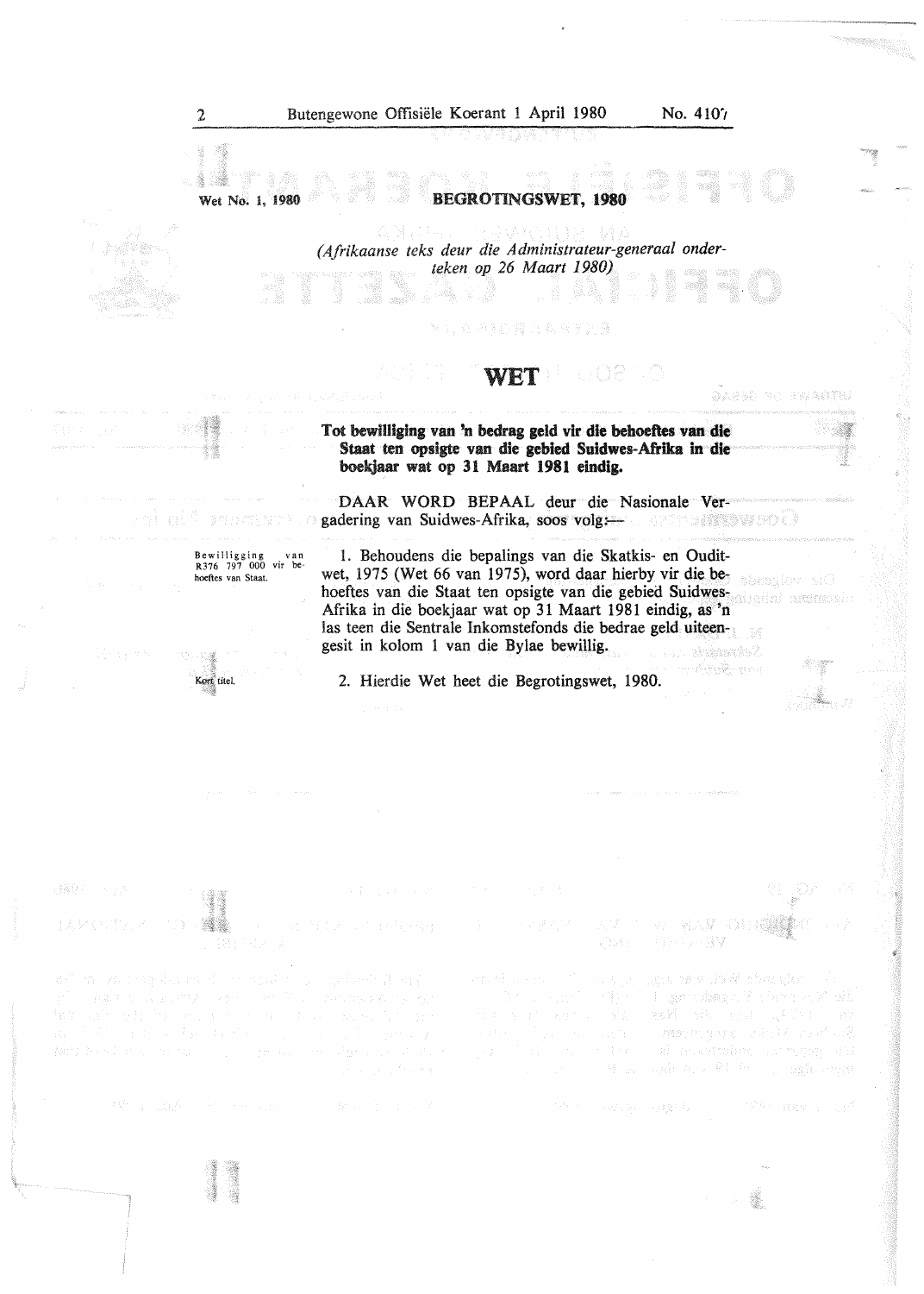Wet No. 1, 1980

**BEGROTINGSWET, 1980**

*(Afrikaanse teks deur die Administrateur-generaal onderteken op 26 Maart 1980)*

# WET

**Tot bewilliging van 'n bedrag geld vir die behoeftes van die Staat ten opsigte van die gebied Suidwes-Afrika in die boekjaar wat op 31 Maart 1981 eindig.**

DAAR WORD BEPAAL deur die Nasionale Vergadering van Suidwes-Afrika, soos volg:—

Bewilliging van R376 797 000 vir behoeftes van Staat.

1. Behoudens die bepalings van die Skatkis- en Ouditwet, 1975 (Wet 66 van 1975), word daar hierby vir die behoeftes van die Staat ten opsigte van die gebied Suidwes-Afrika in die boekjaar wat op 31 Maart 1981 eindig, as 'n las teen die Sentrale Inkomstefonds die bedrae geld uiteengesit in kolom 1 van die Bylae bewillig.

Kort titel.

2. Hierdie Wet heet die Begrotingswet, 1980.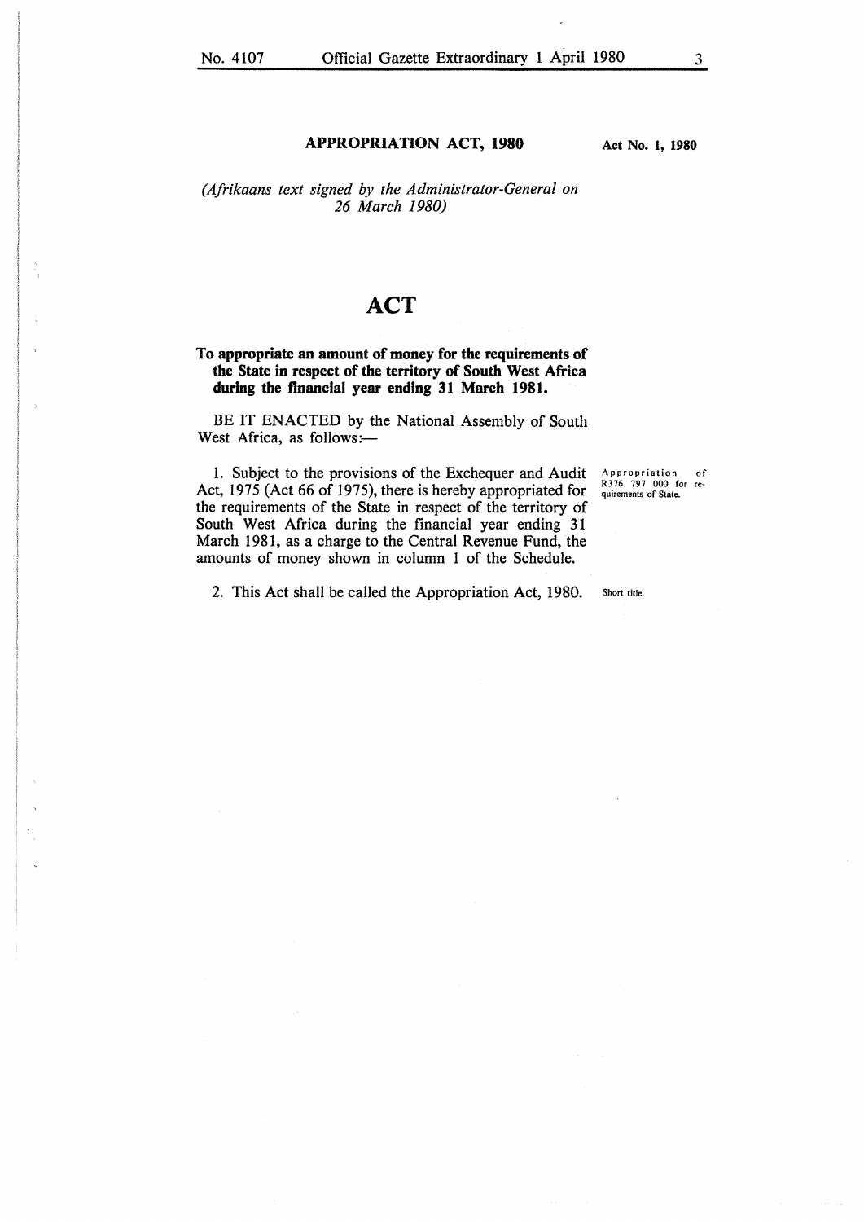**APPROPRIATION ACT, 1980** | **Act No. 1, 1980**

*(Afrikaans text signed by the Administrator-General on 26 March 1980)*

# ACT

**To appropriate an amount of money for the requirements of the State in respect of the territory of South West Africa during the financial year ending 31 March 1981.**

BE IT ENACTED by the National Assembly of South West Africa, as follows:—

Appropriation of R376 797 000 for requirements of State.

1. Subject to the provisions of the Exchequer and Audit Act, 1975 (Act 66 of 1975), there is hereby appropriated for the requirements of the State in respect of the territory of South West Africa during the financial year ending 31 March 1981, as a charge to the Central Revenue Fund, the amounts of money shown in column 1 of the Schedule.

Short title.

2. This Act shall be called the Appropriation Act, 1980.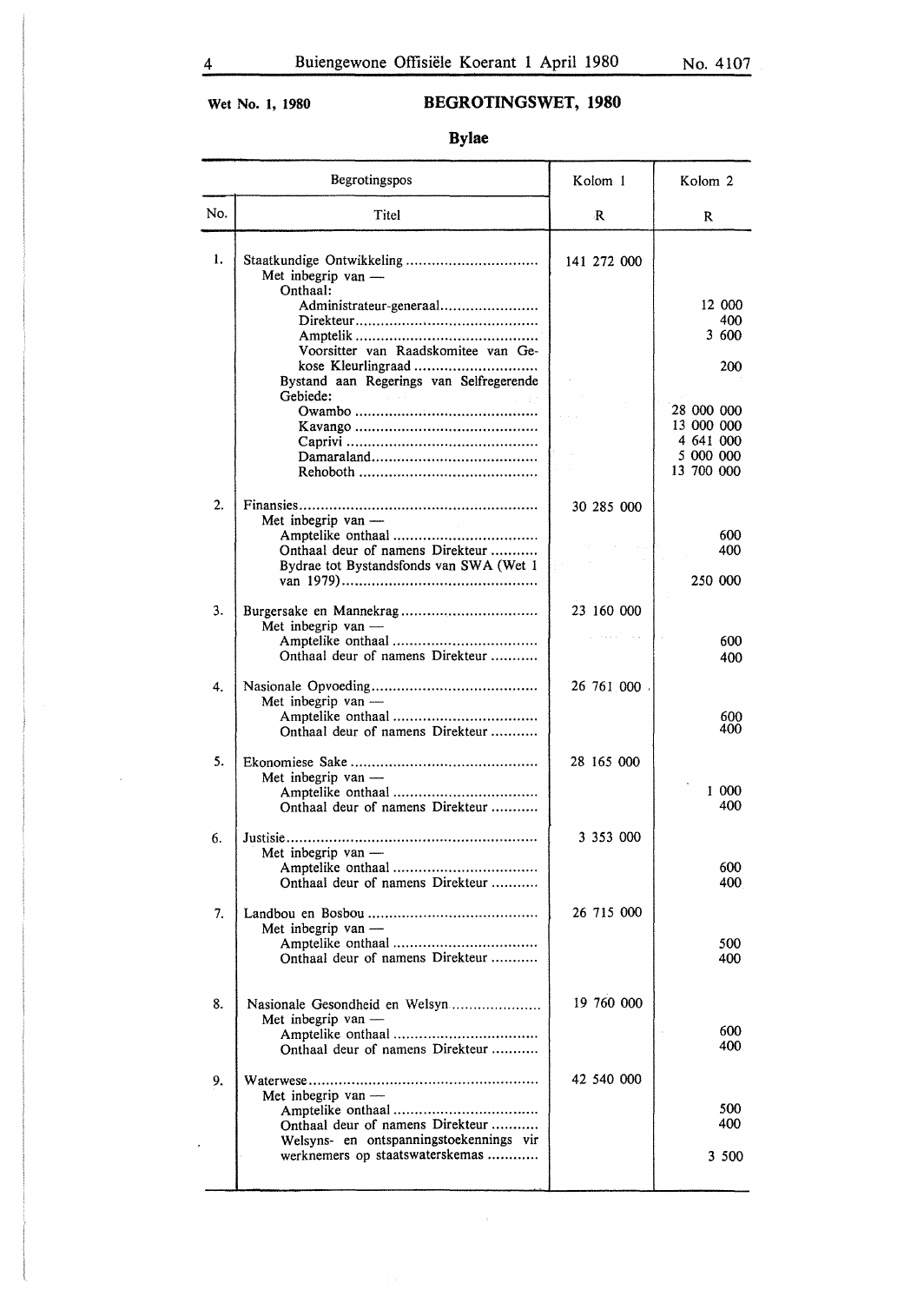**Wet No. 1, 1980**

# BEGROTINGSWET, 1980

## Bylae

| Begrotingspos | | Kolom 1 | Kolom 2 |
|---|---|---|---|
| No. | Titel | R | R |
| 1. | Staatkundige Ontwikkeling | 141 272 000 | |
| | Met inbegrip van — | | |
| | Onthaal: | | |
| | Administrateur-generaal | | 12 000 |
| | Direkteur | | 400 |
| | Amptelik | | 3 600 |
| | Voorsitter van Raadskomitee van Gekose Kleurlingraad | | 200 |
| | Bystand aan Regerings van Selfregerende Gebiede: | | |
| | Owambo | | 28 000 000 |
| | Kavango | | 13 000 000 |
| | Caprivi | | 4 641 000 |
| | Damaraland | | 5 000 000 |
| | Rehoboth | | 13 700 000 |
| 2. | Finansies | 30 285 000 | |
| | Met inbegrip van — | | |
| | Amptelike onthaal | | 600 |
| | Onthaal deur of namens Direkteur | | 400 |
| | Bydrae tot Bystandsfonds van SWA (Wet 1 van 1979) | | 250 000 |
| 3. | Burgersake en Mannekrag | 23 160 000 | |
| | Met inbegrip van — | | |
| | Amptelike onthaal | | 600 |
| | Onthaal deur of namens Direkteur | | 400 |
| 4. | Nasionale Opvoeding | 26 761 000 | |
| | Met inbegrip van — | | |
| | Amptelike onthaal | | 600 |
| | Onthaal deur of namens Direkteur | | 400 |
| 5. | Ekonomiese Sake | 28 165 000 | |
| | Met inbegrip van — | | |
| | Amptelike onthaal | | 1 000 |
| | Onthaal deur of namens Direkteur | | 400 |
| 6. | Justisie | 3 353 000 | |
| | Met inbegrip van — | | |
| | Amptelike onthaal | | 600 |
| | Onthaal deur of namens Direkteur | | 400 |
| 7. | Landbou en Bosbou | 26 715 000 | |
| | Met inbegrip van — | | |
| | Amptelike onthaal | | 500 |
| | Onthaal deur of namens Direkteur | | 400 |
| 8. | Nasionale Gesondheid en Welsyn | 19 760 000 | |
| | Met inbegrip van — | | |
| | Amptelike onthaal | | 600 |
| | Onthaal deur of namens Direkteur | | 400 |
| 9. | Waterwese | 42 540 000 | |
| | Met inbegrip van — | | |
| | Amptelike onthaal | | 500 |
| | Onthaal deur of namens Direkteur | | 400 |
| | Welsyns- en ontspanningstoekennings vir werknemers op staatswaterskemas | | 3 500 |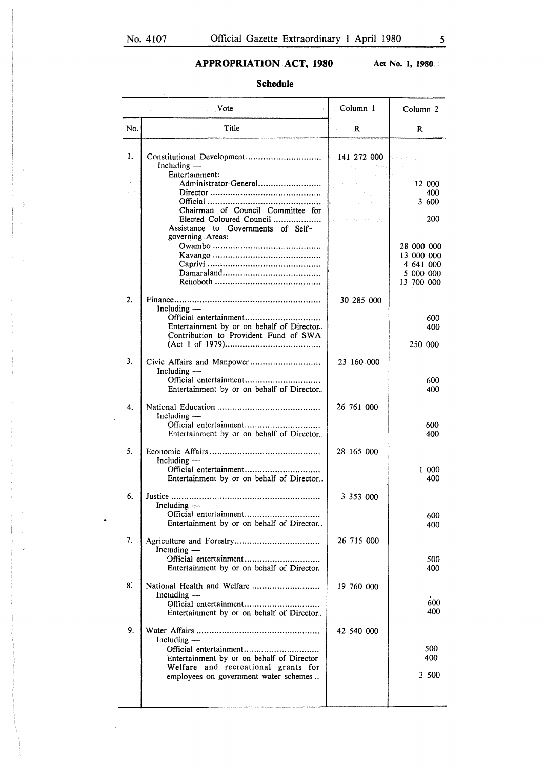## APPROPRIATION ACT, 1980

**Act No. 1, 1980**

### Schedule

| Vote | | Column 1 | Column 2 |
|---|---|---|---|
| No. | Title | R | R |
| 1. | Constitutional Development | 141 272 000 | |
| | Including — | | |
| | Entertainment: | | |
| | Administrator-General | | 12 000 |
| | Director | | 400 |
| | Official | | 3 600 |
| | Chairman of Council Committee for Elected Coloured Council | | 200 |
| | Assistance to Governments of Self-governing Areas: | | |
| | Owambo | | 28 000 000 |
| | Kavango | | 13 000 000 |
| | Caprivi | | 4 641 000 |
| | Damaraland | | 5 000 000 |
| | Rehoboth | | 13 700 000 |
| 2. | Finance | 30 285 000 | |
| | Including — | | |
| | Official entertainment | | 600 |
| | Entertainment by or on behalf of Director | | 400 |
| | Contribution to Provident Fund of SWA (Act 1 of 1979) | | 250 000 |
| 3. | Civic Affairs and Manpower | 23 160 000 | |
| | Including — | | |
| | Official entertainment | | 600 |
| | Entertainment by or on behalf of Director | | 400 |
| 4. | National Education | 26 761 000 | |
| | Including — | | |
| | Official entertainment | | 600 |
| | Entertainment by or on behalf of Director | | 400 |
| 5. | Economic Affairs | 28 165 000 | |
| | Including — | | |
| | Official entertainment | | 1 000 |
| | Entertainment by or on behalf of Director | | 400 |
| 6. | Justice | 3 353 000 | |
| | Including — | | |
| | Official entertainment | | 600 |
| | Entertainment by or on behalf of Director | | 400 |
| 7. | Agriculture and Forestry | 26 715 000 | |
| | Including — | | |
| | Official entertainment | | 500 |
| | Entertainment by or on behalf of Director | | 400 |
| 8. | National Health and Welfare | 19 760 000 | |
| | Including — | | |
| | Official entertainment | | 600 |
| | Entertainment by or on behalf of Director | | 400 |
| 9. | Water Affairs | 42 540 000 | |
| | Including — | | |
| | Official entertainment | | 500 |
| | Entertainment by or on behalf of Director | | 400 |
| | Welfare and recreational grants for employees on government water schemes | | 3 500 |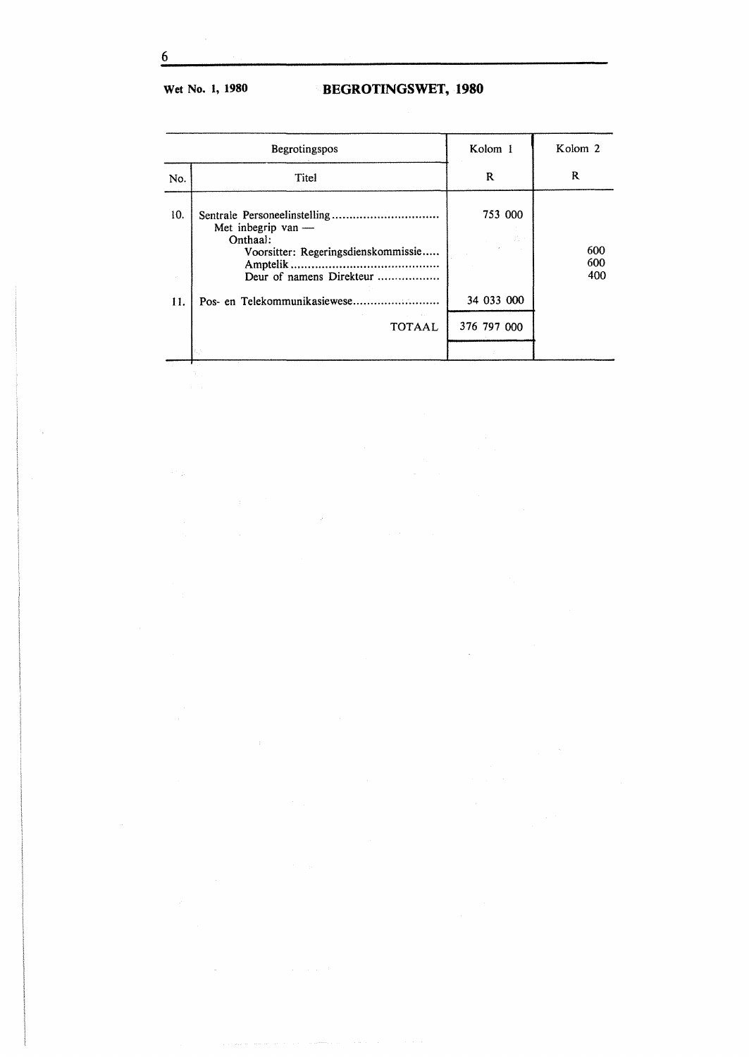| Begrotingspos | | Kolom 1 | Kolom 2 |
|---|---|---|---|
| No. | Titel | R | R |
| 10. | Sentrale Personeelinstelling .............................. | 753 000 | |
| | Met inbegrip van — | | |
| | Onthaal: | | |
| | Voorsitter: Regeringsdienskommissie..... | | 600 |
| | Amptelik .......................................... | | 600 |
| | Deur of namens Direkteur .................. | | 400 |
| 11. | Pos- en Telekommunikasiewese......................... | 34 033 000 | |
| | TOTAAL | 376 797 000 | |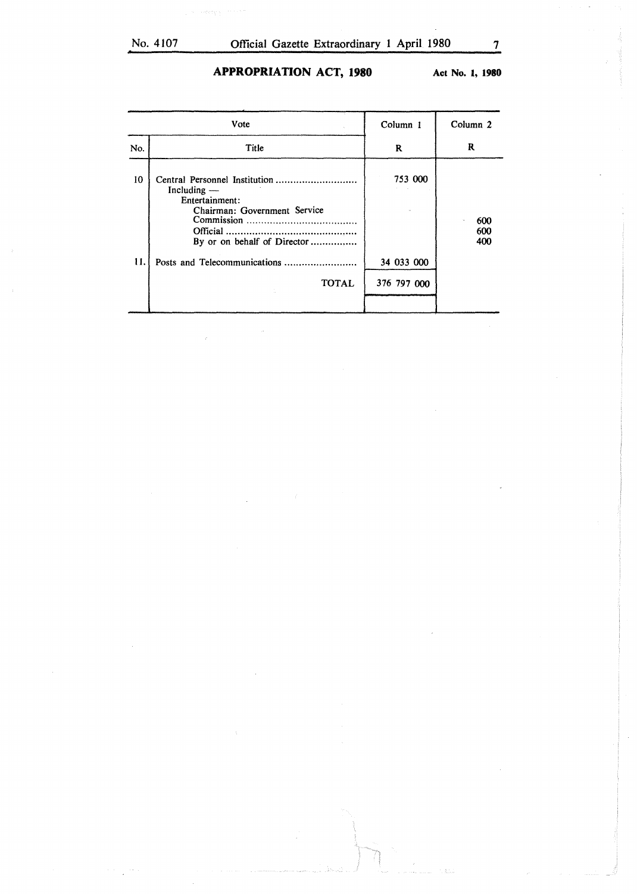## APPROPRIATION ACT, 1980

**Act No. 1, 1980**

| Vote | | Column 1 | Column 2 |
|---|---|---|---|
| No. | Title | R | R |
| 10 | Central Personnel Institution ............................ | 753 000 | |
| | Including — | | |
| | Entertainment: | | |
| | Chairman: Government Service Commission ...................................... | | 600 |
| | Official ............................................. | | 600 |
| | By or on behalf of Director ................ | | 400 |
| 11. | Posts and Telecommunications ......................... | 34 033 000 | |
| | TOTAL | 376 797 000 | |